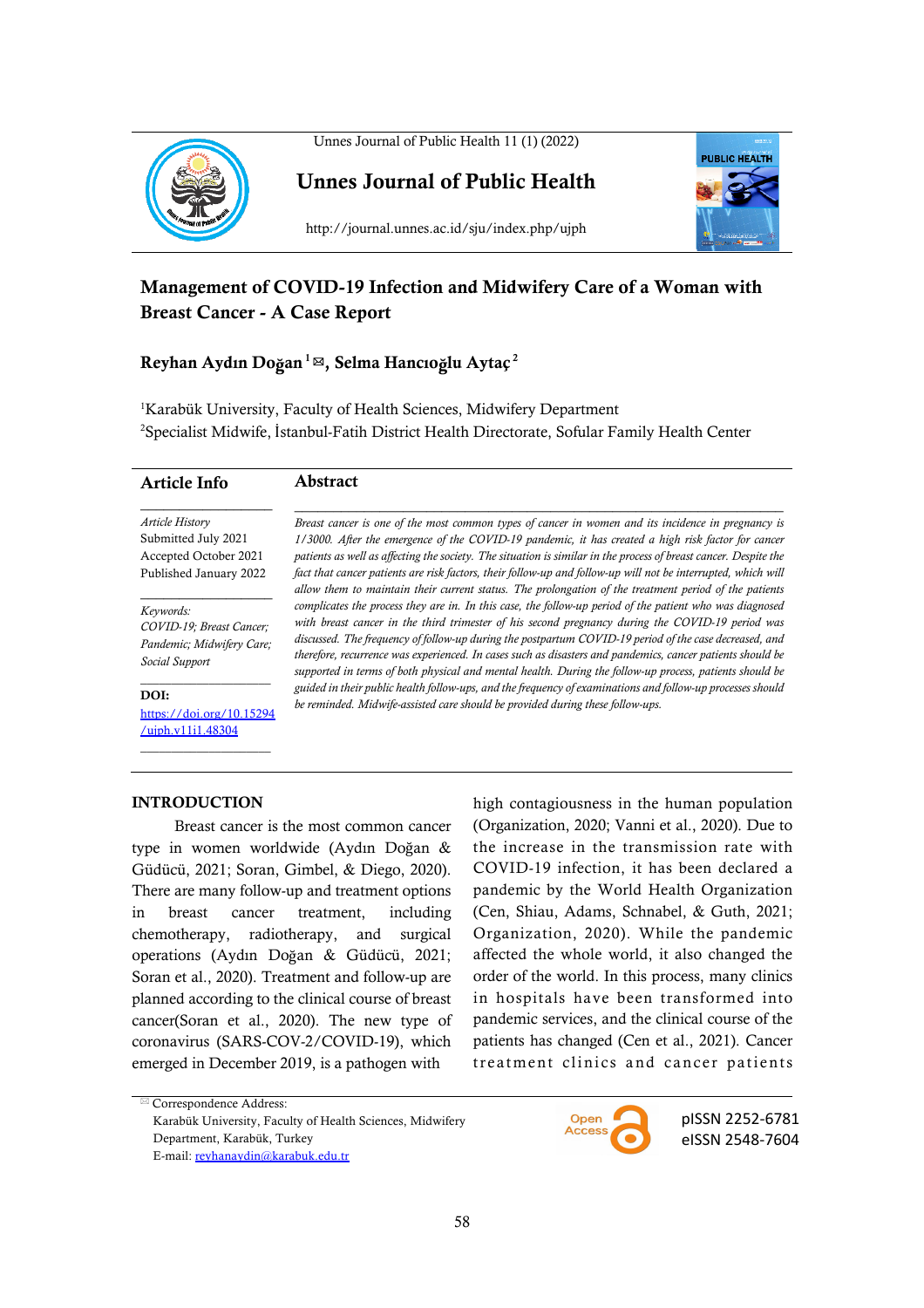# Management of COVID-19 Infection and Midwifery Care of a Woman with Breast Cancer - A Case Report

**Reyhan Aydın Doğan**[1] ✉, **Selma Hancıoğlu Aytaç**[2]

[1]Karabük University, Faculty of Health Sciences, Midwifery Department
[2]Specialist Midwife, İstanbul-Fatih District Health Directorate, Sofular Family Health Center

## Article Info

*Article History*
Submitted July 2021
Accepted October 2021
Published January 2022

*Keywords:*
*COVID-19; Breast Cancer; Pandemic; Midwifery Care; Social Support*

**DOI:**
https://doi.org/10.15294/ujph.v11i1.48304

## Abstract

*Breast cancer is one of the most common types of cancer in women and its incidence in pregnancy is 1/3000. After the emergence of the COVID-19 pandemic, it has created a high risk factor for cancer patients as well as affecting the society. The situation is similar in the process of breast cancer. Despite the fact that cancer patients are risk factors, their follow-up and follow-up will not be interrupted, which will allow them to maintain their current status. The prolongation of the treatment period of the patients complicates the process they are in. In this case, the follow-up period of the patient who was diagnosed with breast cancer in the third trimester of his second pregnancy during the COVID-19 period was discussed. The frequency of follow-up during the postpartum COVID-19 period of the case decreased, and therefore, recurrence was experienced. In cases such as disasters and pandemics, cancer patients should be supported in terms of both physical and mental health. During the follow-up process, patients should be guided in their public health follow-ups, and the frequency of examinations and follow-up processes should be reminded. Midwife-assisted care should be provided during these follow-ups.*

## INTRODUCTION

Breast cancer is the most common cancer type in women worldwide (Aydın Doğan & Güdücü, 2021; Soran, Gimbel, & Diego, 2020). There are many follow-up and treatment options in breast cancer treatment, including chemotherapy, radiotherapy, and surgical operations (Aydın Doğan & Güdücü, 2021; Soran et al., 2020). Treatment and follow-up are planned according to the clinical course of breast cancer(Soran et al., 2020). The new type of coronavirus (SARS-COV-2/COVID-19), which emerged in December 2019, is a pathogen with high contagiousness in the human population (Organization, 2020; Vanni et al., 2020). Due to the increase in the transmission rate with COVID-19 infection, it has been declared a pandemic by the World Health Organization (Cen, Shiau, Adams, Schnabel, & Guth, 2021; Organization, 2020). While the pandemic affected the whole world, it also changed the order of the world. In this process, many clinics in hospitals have been transformed into pandemic services, and the clinical course of the patients has changed (Cen et al., 2021). Cancer treatment clinics and cancer patients

✉ Correspondence Address:
Karabük University, Faculty of Health Sciences, Midwifery Department, Karabük, Turkey
E-mail: reyhanaydin@karabuk.edu.tr

pISSN 2252-6781
eISSN 2548-7604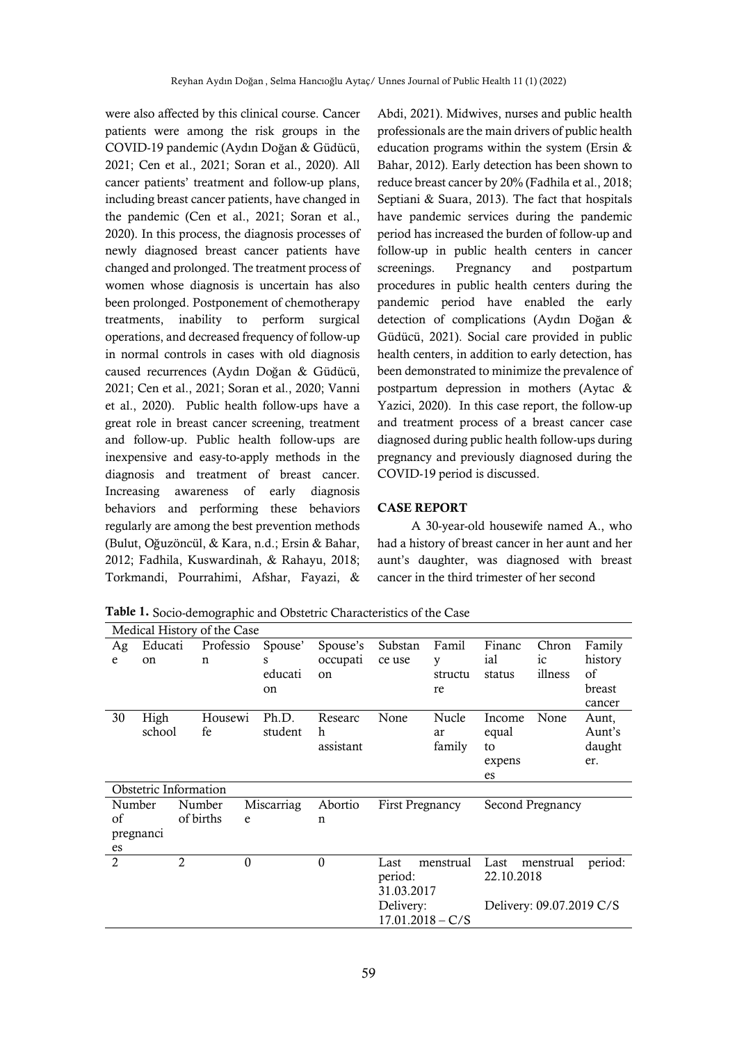were also affected by this clinical course. Cancer patients were among the risk groups in the COVID-19 pandemic (Aydın Doğan & Güdücü, 2021; Cen et al., 2021; Soran et al., 2020). All cancer patients' treatment and follow-up plans, including breast cancer patients, have changed in the pandemic (Cen et al., 2021; Soran et al., 2020). In this process, the diagnosis processes of newly diagnosed breast cancer patients have changed and prolonged. The treatment process of women whose diagnosis is uncertain has also been prolonged. Postponement of chemotherapy treatments, inability to perform surgical operations, and decreased frequency of follow-up in normal controls in cases with old diagnosis caused recurrences (Aydın Doğan & Güdücü, 2021; Cen et al., 2021; Soran et al., 2020; Vanni et al., 2020). Public health follow-ups have a great role in breast cancer screening, treatment and follow-up. Public health follow-ups are inexpensive and easy-to-apply methods in the diagnosis and treatment of breast cancer. Increasing awareness of early diagnosis behaviors and performing these behaviors regularly are among the best prevention methods (Bulut, Oğuzöncül, & Kara, n.d.; Ersin & Bahar, 2012; Fadhila, Kuswardinah, & Rahayu, 2018; Torkmandi, Pourrahimi, Afshar, Fayazi, & Abdi, 2021). Midwives, nurses and public health professionals are the main drivers of public health education programs within the system (Ersin & Bahar, 2012). Early detection has been shown to reduce breast cancer by 20% (Fadhila et al., 2018; Septiani & Suara, 2013). The fact that hospitals have pandemic services during the pandemic period has increased the burden of follow-up and follow-up in public health centers in cancer screenings. Pregnancy and postpartum procedures in public health centers during the pandemic period have enabled the early detection of complications (Aydın Doğan & Güdücü, 2021). Social care provided in public health centers, in addition to early detection, has been demonstrated to minimize the prevalence of postpartum depression in mothers (Aytac & Yazici, 2020). In this case report, the follow-up and treatment process of a breast cancer case diagnosed during public health follow-ups during pregnancy and previously diagnosed during the COVID-19 period is discussed.

## CASE REPORT

A 30-year-old housewife named A., who had a history of breast cancer in her aunt and her aunt's daughter, was diagnosed with breast cancer in the third trimester of her second

**Table 1.** Socio-demographic and Obstetric Characteristics of the Case

| Medical History of the Case | | | | | | | | | |
|---|---|---|---|---|---|---|---|---|---|
| Age | Education | Profession | Spouse's education | Spouse's occupation | Substance use | Family structure | Financial status | Chronic illness | Family history of breast cancer |
| 30 | High school | Housewife | Ph.D. student | Research assistant | None | Nuclear family | Income equal to expenses | None | Aunt, Aunt's daughter. |
| **Obstetric Information** | | | | | | | | | |
| Number of pregnancies | Number of births | Miscarriage | Abortion | First Pregnancy | | Second Pregnancy | | | |
| 2 | 2 | 0 | 0 | Last menstrual period: 31.03.2017<br>Delivery: 17.01.2018 – C/S | | Last menstrual period: 22.10.2018<br>Delivery: 09.07.2019 C/S | | | |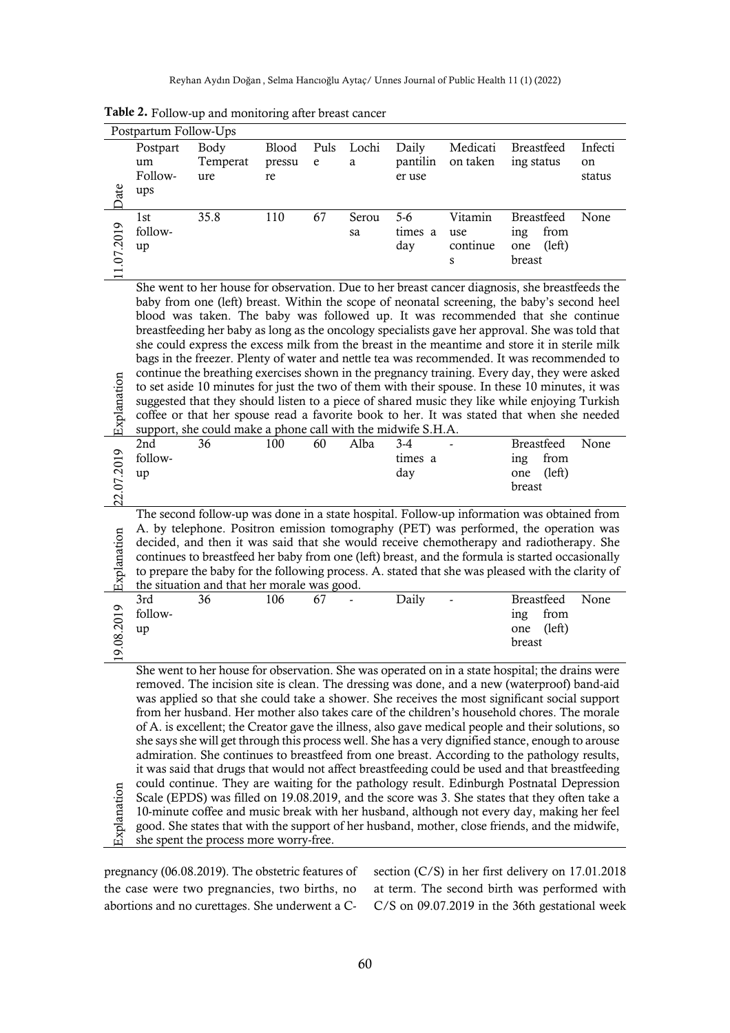**Table 2.** Follow-up and monitoring after breast cancer

| Postpartum Follow-Ups | | | | | | | | | |
|---|---|---|---|---|---|---|---|---|---|
| Date | Postpartum Follow-ups | Body Temperature | Blood pressure | Pulse | Lochia | Daily pantiliner use | Medication taken | Breastfeeding status | Infection status |
| 11.07.2019 | 1st follow-up | 35.8 | 110 | 67 | Serousa | 5-6 times a day | Vitamin use continues | Breastfeeding from one (left) breast | None |
| Explanation | She went to her house for observation. Due to her breast cancer diagnosis, she breastfeeds the baby from one (left) breast. Within the scope of neonatal screening, the baby's second heel blood was taken. The baby was followed up. It was recommended that she continue breastfeeding her baby as long as the oncology specialists gave her approval. She was told that she could express the excess milk from the breast in the meantime and store it in sterile milk bags in the freezer. Plenty of water and nettle tea was recommended. It was recommended to continue the breathing exercises shown in the pregnancy training. Every day, they were asked to set aside 10 minutes for just the two of them with their spouse. In these 10 minutes, it was suggested that they should listen to a piece of shared music they like while enjoying Turkish coffee or that her spouse read a favorite book to her. It was stated that when she needed support, she could make a phone call with the midwife S.H.A. | | | | | | | | |
| 22.07.2019 | 2nd follow-up | 36 | 100 | 60 | Alba | 3-4 times a day | - | Breastfeeding from one (left) breast | None |
| Explanation | The second follow-up was done in a state hospital. Follow-up information was obtained from A. by telephone. Positron emission tomography (PET) was performed, the operation was decided, and then it was said that she would receive chemotherapy and radiotherapy. She continues to breastfeed her baby from one (left) breast, and the formula is started occasionally to prepare the baby for the following process. A. stated that she was pleased with the clarity of the situation and that her morale was good. | | | | | | | | |
| 19.08.2019 | 3rd follow-up | 36 | 106 | 67 | - | Daily | - | Breastfeeding from one (left) breast | None |
| Explanation | She went to her house for observation. She was operated on in a state hospital; the drains were removed. The incision site is clean. The dressing was done, and a new (waterproof) band-aid was applied so that she could take a shower. She receives the most significant social support from her husband. Her mother also takes care of the children's household chores. The morale of A. is excellent; the Creator gave the illness, also gave medical people and their solutions, so she says she will get through this process well. She has a very dignified stance, enough to arouse admiration. She continues to breastfeed from one breast. According to the pathology results, it was said that drugs that would not affect breastfeeding could be used and that breastfeeding could continue. They are waiting for the pathology result. Edinburgh Postnatal Depression Scale (EPDS) was filled on 19.08.2019, and the score was 3. She states that they often take a 10-minute coffee and music break with her husband, although not every day, making her feel good. She states that with the support of her husband, mother, close friends, and the midwife, she spent the process more worry-free. | | | | | | | | |

pregnancy (06.08.2019). The obstetric features of the case were two pregnancies, two births, no abortions and no curettages. She underwent a C-section (C/S) in her first delivery on 17.01.2018 at term. The second birth was performed with C/S on 09.07.2019 in the 36th gestational week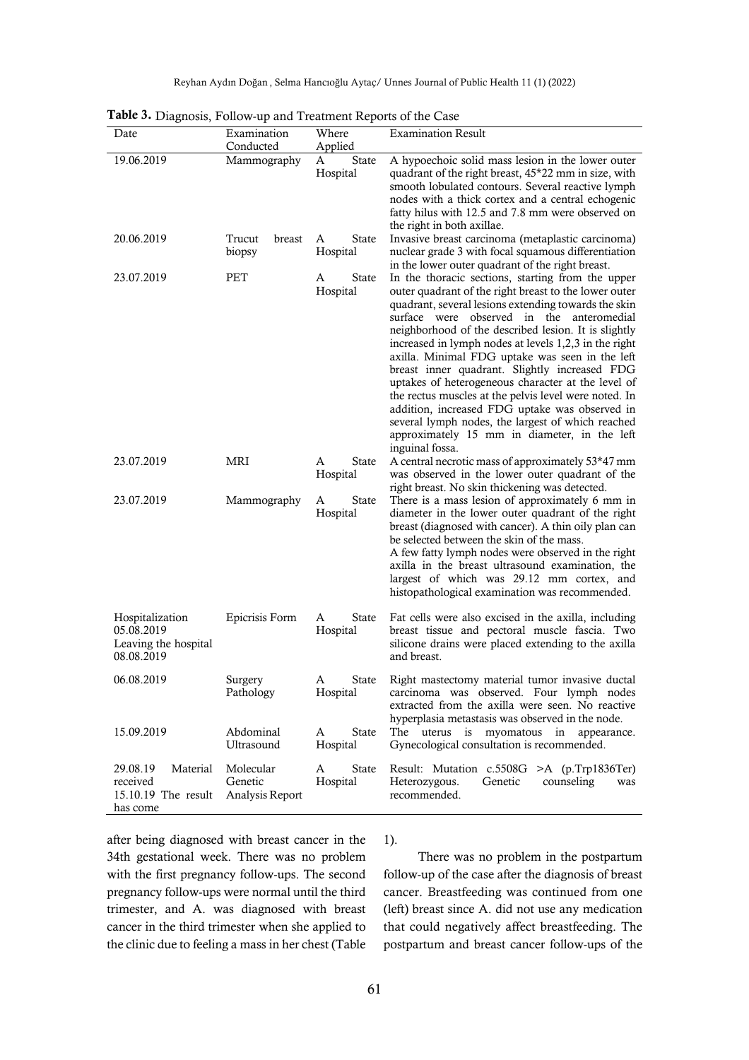**Table 3.** Diagnosis, Follow-up and Treatment Reports of the Case

| Date | Examination Conducted | Where Applied | Examination Result |
|---|---|---|---|
| 19.06.2019 | Mammography | A State Hospital | A hypoechoic solid mass lesion in the lower outer quadrant of the right breast, 45*22 mm in size, with smooth lobulated contours. Several reactive lymph nodes with a thick cortex and a central echogenic fatty hilus with 12.5 and 7.8 mm were observed on the right in both axillae. |
| 20.06.2019 | Trucut breast biopsy | A State Hospital | Invasive breast carcinoma (metaplastic carcinoma) nuclear grade 3 with focal squamous differentiation in the lower outer quadrant of the right breast. |
| 23.07.2019 | PET | A State Hospital | In the thoracic sections, starting from the upper outer quadrant of the right breast to the lower outer quadrant, several lesions extending towards the skin surface were observed in the anteromedial neighborhood of the described lesion. It is slightly increased in lymph nodes at levels 1,2,3 in the right axilla. Minimal FDG uptake was seen in the left breast inner quadrant. Slightly increased FDG uptakes of heterogeneous character at the level of the rectus muscles at the pelvis level were noted. In addition, increased FDG uptake was observed in several lymph nodes, the largest of which reached approximately 15 mm in diameter, in the left inguinal fossa. |
| 23.07.2019 | MRI | A State Hospital | A central necrotic mass of approximately 53*47 mm was observed in the lower outer quadrant of the right breast. No skin thickening was detected. |
| 23.07.2019 | Mammography | A State Hospital | There is a mass lesion of approximately 6 mm in diameter in the lower outer quadrant of the right breast (diagnosed with cancer). A thin oily plan can be selected between the skin of the mass. A few fatty lymph nodes were observed in the right axilla in the breast ultrasound examination, the largest of which was 29.12 mm cortex, and histopathological examination was recommended. |
| Hospitalization 05.08.2019 Leaving the hospital 08.08.2019 | Epicrisis Form | A State Hospital | Fat cells were also excised in the axilla, including breast tissue and pectoral muscle fascia. Two silicone drains were placed extending to the axilla and breast. |
| 06.08.2019 | Surgery Pathology | A State Hospital | Right mastectomy material tumor invasive ductal carcinoma was observed. Four lymph nodes extracted from the axilla were seen. No reactive hyperplasia metastasis was observed in the node. |
| 15.09.2019 | Abdominal Ultrasound | A State Hospital | The uterus is myomatous in appearance. Gynecological consultation is recommended. |
| 29.08.19 Material received 15.10.19 The result has come | Molecular Genetic Analysis Report | A State Hospital | Result: Mutation c.5508G >A (p.Trp1836Ter) Heterozygous. Genetic counseling was recommended. |

after being diagnosed with breast cancer in the 34th gestational week. There was no problem with the first pregnancy follow-ups. The second pregnancy follow-ups were normal until the third trimester, and A. was diagnosed with breast cancer in the third trimester when she applied to the clinic due to feeling a mass in her chest (Table 1).

There was no problem in the postpartum follow-up of the case after the diagnosis of breast cancer. Breastfeeding was continued from one (left) breast since A. did not use any medication that could negatively affect breastfeeding. The postpartum and breast cancer follow-ups of the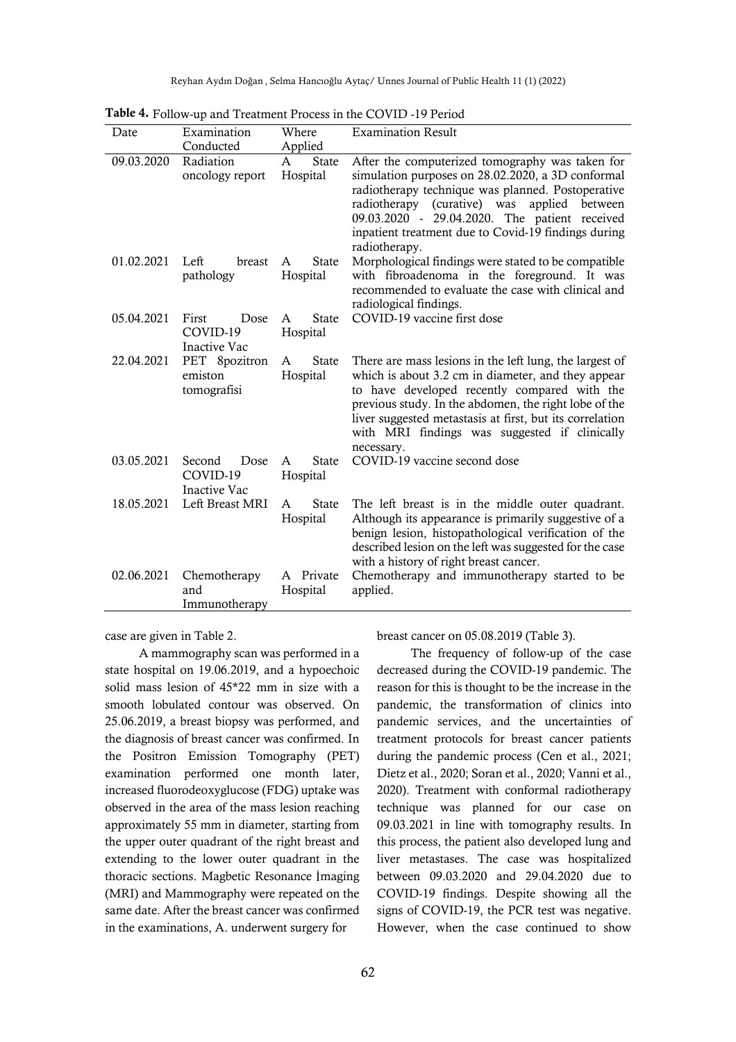**Table 4.** Follow-up and Treatment Process in the COVID -19 Period

| Date | Examination Conducted | Where Applied | Examination Result |
|---|---|---|---|
| 09.03.2020 | Radiation oncology report | A State Hospital | After the computerized tomography was taken for simulation purposes on 28.02.2020, a 3D conformal radiotherapy technique was planned. Postoperative radiotherapy (curative) was applied between 09.03.2020 - 29.04.2020. The patient received inpatient treatment due to Covid-19 findings during radiotherapy. |
| 01.02.2021 | Left breast pathology | A State Hospital | Morphological findings were stated to be compatible with fibroadenoma in the foreground. It was recommended to evaluate the case with clinical and radiological findings. |
| 05.04.2021 | First Dose COVID-19 Inactive Vac | A State Hospital | COVID-19 vaccine first dose |
| 22.04.2021 | PET 8pozitron emiston tomografisi | A State Hospital | There are mass lesions in the left lung, the largest of which is about 3.2 cm in diameter, and they appear to have developed recently compared with the previous study. In the abdomen, the right lobe of the liver suggested metastasis at first, but its correlation with MRI findings was suggested if clinically necessary. |
| 03.05.2021 | Second Dose COVID-19 Inactive Vac | A State Hospital | COVID-19 vaccine second dose |
| 18.05.2021 | Left Breast MRI | A State Hospital | The left breast is in the middle outer quadrant. Although its appearance is primarily suggestive of a benign lesion, histopathological verification of the described lesion on the left was suggested for the case with a history of right breast cancer. |
| 02.06.2021 | Chemotherapy and Immunotherapy | A Private Hospital | Chemotherapy and immunotherapy started to be applied. |

case are given in Table 2.

A mammography scan was performed in a state hospital on 19.06.2019, and a hypoechoic solid mass lesion of 45*22 mm in size with a smooth lobulated contour was observed. On 25.06.2019, a breast biopsy was performed, and the diagnosis of breast cancer was confirmed. In the Positron Emission Tomography (PET) examination performed one month later, increased fluorodeoxyglucose (FDG) uptake was observed in the area of the mass lesion reaching approximately 55 mm in diameter, starting from the upper outer quadrant of the right breast and extending to the lower outer quadrant in the thoracic sections. Magbetic Resonance İmaging (MRI) and Mammography were repeated on the same date. After the breast cancer was confirmed in the examinations, A. underwent surgery for breast cancer on 05.08.2019 (Table 3).

The frequency of follow-up of the case decreased during the COVID-19 pandemic. The reason for this is thought to be the increase in the pandemic, the transformation of clinics into pandemic services, and the uncertainties of treatment protocols for breast cancer patients during the pandemic process (Cen et al., 2021; Dietz et al., 2020; Soran et al., 2020; Vanni et al., 2020). Treatment with conformal radiotherapy technique was planned for our case on 09.03.2021 in line with tomography results. In this process, the patient also developed lung and liver metastases. The case was hospitalized between 09.03.2020 and 29.04.2020 due to COVID-19 findings. Despite showing all the signs of COVID-19, the PCR test was negative. However, when the case continued to show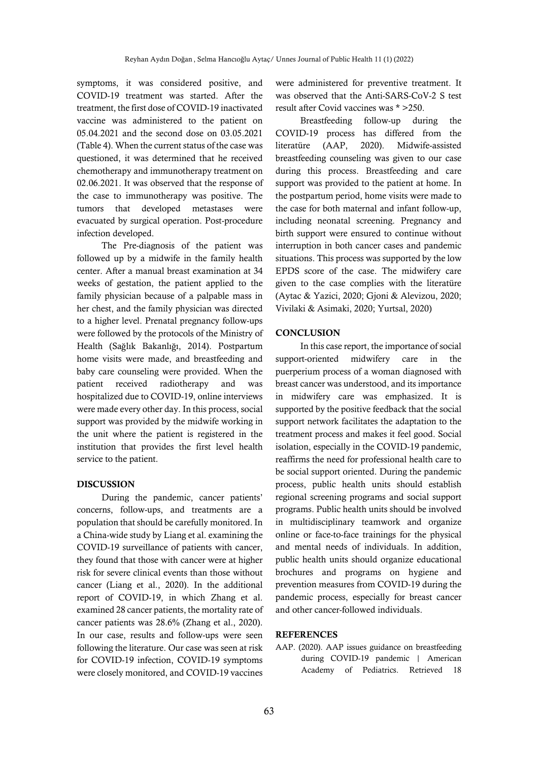symptoms, it was considered positive, and COVID-19 treatment was started. After the treatment, the first dose of COVID-19 inactivated vaccine was administered to the patient on 05.04.2021 and the second dose on 03.05.2021 (Table 4). When the current status of the case was questioned, it was determined that he received chemotherapy and immunotherapy treatment on 02.06.2021. It was observed that the response of the case to immunotherapy was positive. The tumors that developed metastases were evacuated by surgical operation. Post-procedure infection developed.

The Pre-diagnosis of the patient was followed up by a midwife in the family health center. After a manual breast examination at 34 weeks of gestation, the patient applied to the family physician because of a palpable mass in her chest, and the family physician was directed to a higher level. Prenatal pregnancy follow-ups were followed by the protocols of the Ministry of Health (Sağlık Bakanlığı, 2014). Postpartum home visits were made, and breastfeeding and baby care counseling were provided. When the patient received radiotherapy and was hospitalized due to COVID-19, online interviews were made every other day. In this process, social support was provided by the midwife working in the unit where the patient is registered in the institution that provides the first level health service to the patient.

## DISCUSSION

During the pandemic, cancer patients' concerns, follow-ups, and treatments are a population that should be carefully monitored. In a China-wide study by Liang et al. examining the COVID-19 surveillance of patients with cancer, they found that those with cancer were at higher risk for severe clinical events than those without cancer (Liang et al., 2020). In the additional report of COVID-19, in which Zhang et al. examined 28 cancer patients, the mortality rate of cancer patients was 28.6% (Zhang et al., 2020). In our case, results and follow-ups were seen following the literature. Our case was seen at risk for COVID-19 infection, COVID-19 symptoms were closely monitored, and COVID-19 vaccines were administered for preventive treatment. It was observed that the Anti-SARS-CoV-2 S test result after Covid vaccines was * >250.

Breastfeeding follow-up during the COVID-19 process has differed from the literatüre (AAP, 2020). Midwife-assisted breastfeeding counseling was given to our case during this process. Breastfeeding and care support was provided to the patient at home. In the postpartum period, home visits were made to the case for both maternal and infant follow-up, including neonatal screening. Pregnancy and birth support were ensured to continue without interruption in both cancer cases and pandemic situations. This process was supported by the low EPDS score of the case. The midwifery care given to the case complies with the literatüre (Aytac & Yazici, 2020; Gjoni & Alevizou, 2020; Vivilaki & Asimaki, 2020; Yurtsal, 2020)

## CONCLUSION

In this case report, the importance of social support-oriented midwifery care in the puerperium process of a woman diagnosed with breast cancer was understood, and its importance in midwifery care was emphasized. It is supported by the positive feedback that the social support network facilitates the adaptation to the treatment process and makes it feel good. Social isolation, especially in the COVID-19 pandemic, reaffirms the need for professional health care to be social support oriented. During the pandemic process, public health units should establish regional screening programs and social support programs. Public health units should be involved in multidisciplinary teamwork and organize online or face-to-face trainings for the physical and mental needs of individuals. In addition, public health units should organize educational brochures and programs on hygiene and prevention measures from COVID-19 during the pandemic process, especially for breast cancer and other cancer-followed individuals.

## REFERENCES

AAP. (2020). AAP issues guidance on breastfeeding during COVID-19 pandemic | American Academy of Pediatrics. Retrieved 18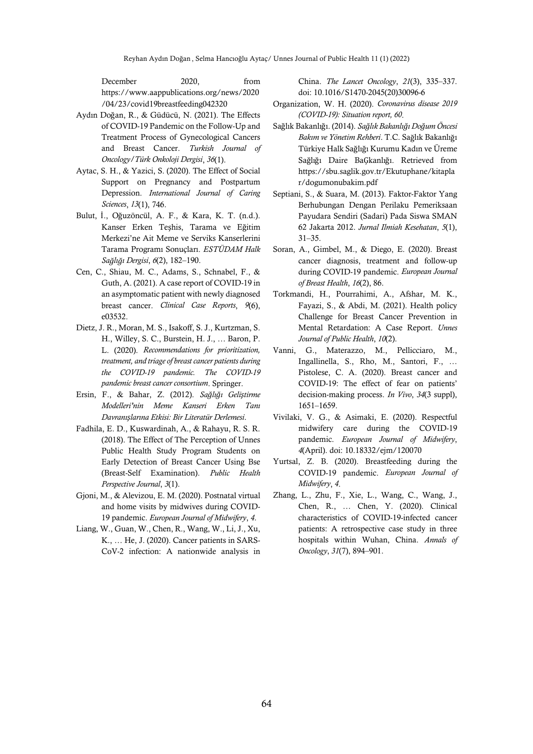December 2020, from https://www.aappublications.org/news/2020/04/23/covid19breastfeeding042320

Aydın Doğan, R., & Güdücü, N. (2021). The Effects of COVID-19 Pandemic on the Follow-Up and Treatment Process of Gynecological Cancers and Breast Cancer. *Turkish Journal of Oncology/Türk Onkoloji Dergisi*, *36*(1).

Aytac, S. H., & Yazici, S. (2020). The Effect of Social Support on Pregnancy and Postpartum Depression. *International Journal of Caring Sciences*, *13*(1), 746.

Bulut, İ., Oğuzöncül, A. F., & Kara, K. T. (n.d.). Kanser Erken Teşhis, Tarama ve Eğitim Merkezi'ne Ait Meme ve Serviks Kanserlerini Tarama Programı Sonuçları. *ESTÜDAM Halk Sağlığı Dergisi*, *6*(2), 182–190.

Cen, C., Shiau, M. C., Adams, S., Schnabel, F., & Guth, A. (2021). A case report of COVID-19 in an asymptomatic patient with newly diagnosed breast cancer. *Clinical Case Reports*, *9*(6), e03532.

Dietz, J. R., Moran, M. S., Isakoff, S. J., Kurtzman, S. H., Willey, S. C., Burstein, H. J., … Baron, P. L. (2020). *Recommendations for prioritization, treatment, and triage of breast cancer patients during the COVID-19 pandemic. The COVID-19 pandemic breast cancer consortium*. Springer.

Ersin, F., & Bahar, Z. (2012). *Sağlığı Geliştirme Modelleri'nin Meme Kanseri Erken Tanı Davranışlarına Etkisi: Bir Literatür Derlemesi*.

Fadhila, E. D., Kuswardinah, A., & Rahayu, R. S. R. (2018). The Effect of The Perception of Unnes Public Health Study Program Students on Early Detection of Breast Cancer Using Bse (Breast-Self Examination). *Public Health Perspective Journal*, *3*(1).

Gjoni, M., & Alevizou, E. M. (2020). Postnatal virtual and home visits by midwives during COVID-19 pandemic. *European Journal of Midwifery*, *4*.

Liang, W., Guan, W., Chen, R., Wang, W., Li, J., Xu, K., … He, J. (2020). Cancer patients in SARS-CoV-2 infection: A nationwide analysis in China. *The Lancet Oncology*, *21*(3), 335–337. doi: 10.1016/S1470-2045(20)30096-6

Organization, W. H. (2020). *Coronavirus disease 2019 (COVID-19): Situation report, 60*.

Sağlık Bakanlığı. (2014). *Sağlık Bakanlığı Doğum Öncesi Bakım ve Yönetim Rehberi*. T.C. Sağlık Bakanlığı Türkiye Halk Sağlığı Kurumu Kadın ve Üreme Sağlığı Daire BaĢkanlığı. Retrieved from https://sbu.saglik.gov.tr/Ekutuphane/kitaplar/dogumonubakim.pdf

Septiani, S., & Suara, M. (2013). Faktor-Faktor Yang Berhubungan Dengan Perilaku Pemeriksaan Payudara Sendiri (Sadari) Pada Siswa SMAN 62 Jakarta 2012. *Jurnal Ilmiah Kesehatan*, *5*(1), 31–35.

Soran, A., Gimbel, M., & Diego, E. (2020). Breast cancer diagnosis, treatment and follow-up during COVID-19 pandemic. *European Journal of Breast Health*, *16*(2), 86.

Torkmandi, H., Pourrahimi, A., Afshar, M. K., Fayazi, S., & Abdi, M. (2021). Health policy Challenge for Breast Cancer Prevention in Mental Retardation: A Case Report. *Unnes Journal of Public Health*, *10*(2).

Vanni, G., Materazzo, M., Pellicciaro, M., Ingallinella, S., Rho, M., Santori, F., … Pistolese, C. A. (2020). Breast cancer and COVID-19: The effect of fear on patients' decision-making process. *In Vivo*, *34*(3 suppl), 1651–1659.

Vivilaki, V. G., & Asimaki, E. (2020). Respectful midwifery care during the COVID-19 pandemic. *European Journal of Midwifery*, *4*(April). doi: 10.18332/ejm/120070

Yurtsal, Z. B. (2020). Breastfeeding during the COVID-19 pandemic. *European Journal of Midwifery*, *4*.

Zhang, L., Zhu, F., Xie, L., Wang, C., Wang, J., Chen, R., … Chen, Y. (2020). Clinical characteristics of COVID-19-infected cancer patients: A retrospective case study in three hospitals within Wuhan, China. *Annals of Oncology*, *31*(7), 894–901.